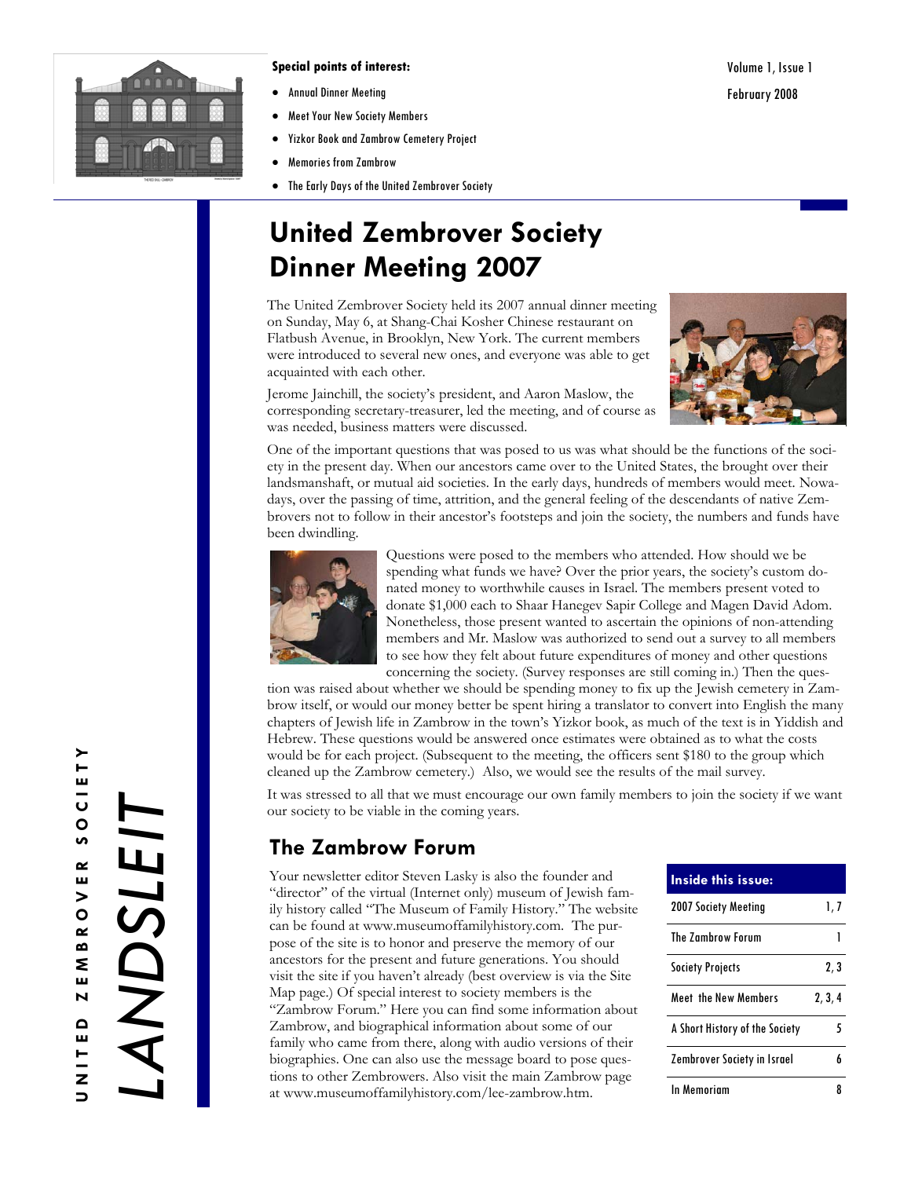**Special points of interest:**

- Annual Dinner Meeting
- Meet Your New Society Members
- Yizkor Book and Zambrow Cemetery Project
- Memories from Zambrow
- The Early Days of the United Zembrover Society

Volume 1, Issue 1

February 2008

UNITED ZEMBROVER SOCIETY

*LANDSLEIT*

# United Zembrover Society Dinner Meeting 2007

The United Zembrover Society held its 2007 annual dinner meeting on Sunday, May 6, at Shang-Chai Kosher Chinese restaurant on Flatbush Avenue, in Brooklyn, New York. The current members were introduced to several new ones, and everyone was able to get acquainted with each other.

Jerome Jainchill, the society's president, and Aaron Maslow, the corresponding secretary-treasurer, led the meeting, and of course as was needed, business matters were discussed.

One of the important questions that was posed to us was what should be the functions of the society in the present day. When our ancestors came over to the United States, the brought over their landsmanshaft, or mutual aid societies. In the early days, hundreds of members would meet. Nowadays, over the passing of time, attrition, and the general feeling of the descendants of native Zembrovers not to follow in their ancestor's footsteps and join the society, the numbers and funds have been dwindling.

Questions were posed to the members who attended. How should we be spending what funds we have? Over the prior years, the society's custom donated money to worthwhile causes in Israel. The members present voted to donate $1,000 each to Shaar Hanegev Sapir College and Magen David Adom. Nonetheless, those present wanted to ascertain the opinions of non-attending members and Mr. Maslow was authorized to send out a survey to all members to see how they felt about future expenditures of money and other questions concerning the society. (Survey responses are still coming in.) Then the question was raised about whether we should be spending money to fix up the Jewish cemetery in Zambrow itself, or would our money better be spent hiring a translator to convert into English the many chapters of Jewish life in Zambrow in the town's Yizkor book, as much of the text is in Yiddish and Hebrew. These questions would be answered once estimates were obtained as to what the costs would be for each project. (Subsequent to the meeting, the officers sent $180 to the group which cleaned up the Zambrow cemetery.) Also, we would see the results of the mail survey.

It was stressed to all that we must encourage our own family members to join the society if we want our society to be viable in the coming years.

## The Zambrow Forum

Your newsletter editor Steven Lasky is also the founder and "director" of the virtual (Internet only) museum of Jewish family history called "The Museum of Family History." The website can be found at www.museumoffamilyhistory.com. The purpose of the site is to honor and preserve the memory of our ancestors for the present and future generations. You should visit the site if you haven't already (best overview is via the Site Map page.) Of special interest to society members is the "Zambrow Forum." Here you can find some information about Zambrow, and biographical information about some of our family who came from there, along with audio versions of their biographies. One can also use the message board to pose questions to other Zembrowers. Also visit the main Zambrow page at www.museumoffamilyhistory.com/lee-zambrow.htm.

| Inside this issue: | |
|---|---|
| 2007 Society Meeting | 1, 7 |
| The Zambrow Forum | 1 |
| Society Projects | 2, 3 |
| Meet the New Members | 2, 3, 4 |
| A Short History of the Society | 5 |
| Zembrover Society in Israel | 6 |
| In Memoriam | 8 |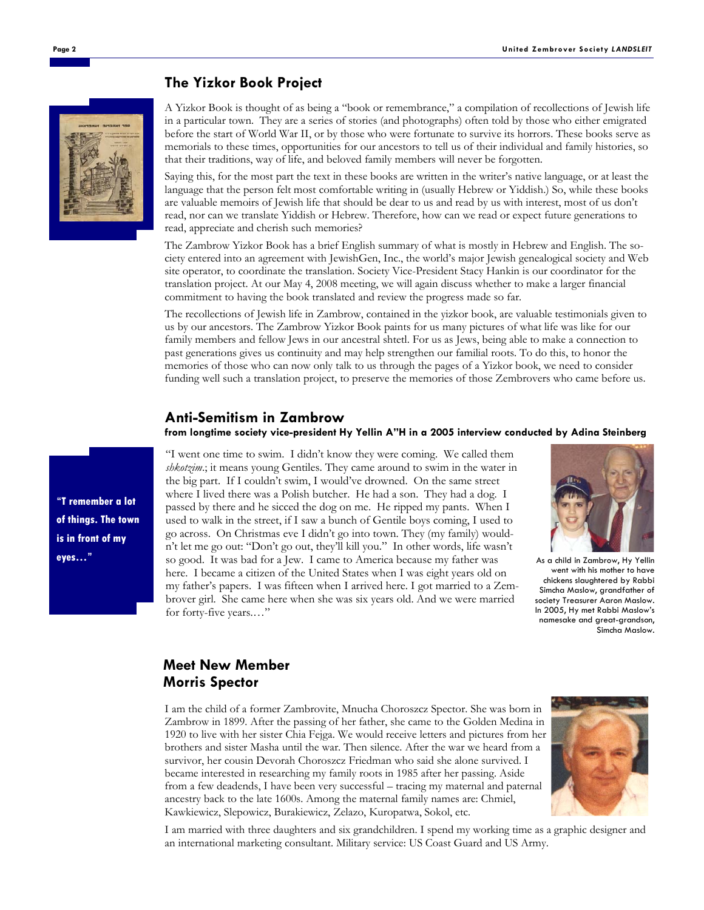## The Yizkor Book Project

A Yizkor Book is thought of as being a "book or remembrance," a compilation of recollections of Jewish life in a particular town. They are a series of stories (and photographs) often told by those who either emigrated before the start of World War II, or by those who were fortunate to survive its horrors. These books serve as memorials to these times, opportunities for our ancestors to tell us of their individual and family histories, so that their traditions, way of life, and beloved family members will never be forgotten.

Saying this, for the most part the text in these books are written in the writer's native language, or at least the language that the person felt most comfortable writing in (usually Hebrew or Yiddish.) So, while these books are valuable memoirs of Jewish life that should be dear to us and read by us with interest, most of us don't read, nor can we translate Yiddish or Hebrew. Therefore, how can we read or expect future generations to read, appreciate and cherish such memories?

The Zambrow Yizkor Book has a brief English summary of what is mostly in Hebrew and English. The society entered into an agreement with JewishGen, Inc., the world's major Jewish genealogical society and Web site operator, to coordinate the translation. Society Vice-President Stacy Hankin is our coordinator for the translation project. At our May 4, 2008 meeting, we will again discuss whether to make a larger financial commitment to having the book translated and review the progress made so far.

The recollections of Jewish life in Zambrow, contained in the yizkor book, are valuable testimonials given to us by our ancestors. The Zambrow Yizkor Book paints for us many pictures of what life was like for our family members and fellow Jews in our ancestral shtetl. For us as Jews, being able to make a connection to past generations gives us continuity and may help strengthen our familial roots. To do this, to honor the memories of those who can now only talk to us through the pages of a Yizkor book, we need to consider funding well such a translation project, to preserve the memories of those Zembrovers who came before us.

## Anti-Semitism in Zambrow

**from longtime society vice-president Hy Yellin A"H in a 2005 interview conducted by Adina Steinberg**

> **"I remember a lot of things. The town is in front of my eyes…"**

"I went one time to swim. I didn't know they were coming. We called them *shkotzim*.; it means young Gentiles. They came around to swim in the water in the big part. If I couldn't swim, I would've drowned. On the same street where I lived there was a Polish butcher. He had a son. They had a dog. I passed by there and he sicced the dog on me. He ripped my pants. When I used to walk in the street, if I saw a bunch of Gentile boys coming, I used to go across. On Christmas eve I didn't go into town. They (my family) wouldn't let me go out: "Don't go out, they'll kill you." In other words, life wasn't so good. It was bad for a Jew. I came to America because my father was here. I became a citizen of the United States when I was eight years old on my father's papers. I was fifteen when I arrived here. I got married to a Zembrover girl. She came here when she was six years old. And we were married for forty-five years.…"

As a child in Zambrow, Hy Yellin went with his mother to have chickens slaughtered by Rabbi Simcha Maslow, grandfather of society Treasurer Aaron Maslow. In 2005, Hy met Rabbi Maslow's namesake and great-grandson, Simcha Maslow.

## Meet New Member Morris Spector

I am the child of a former Zambrovite, Mnucha Choroszcz Spector. She was born in Zambrow in 1899. After the passing of her father, she came to the Golden Medina in 1920 to live with her sister Chia Fejga. We would receive letters and pictures from her brothers and sister Masha until the war. Then silence. After the war we heard from a survivor, her cousin Devorah Choroszcz Friedman who said she alone survived. I became interested in researching my family roots in 1985 after her passing. Aside from a few deadends, I have been very successful – tracing my maternal and paternal ancestry back to the late 1600s. Among the maternal family names are: Chmiel, Kawkiewicz, Slepowicz, Burakiewicz, Zelazo, Kuropatwa, Sokol, etc.

I am married with three daughters and six grandchildren. I spend my working time as a graphic designer and an international marketing consultant. Military service: US Coast Guard and US Army.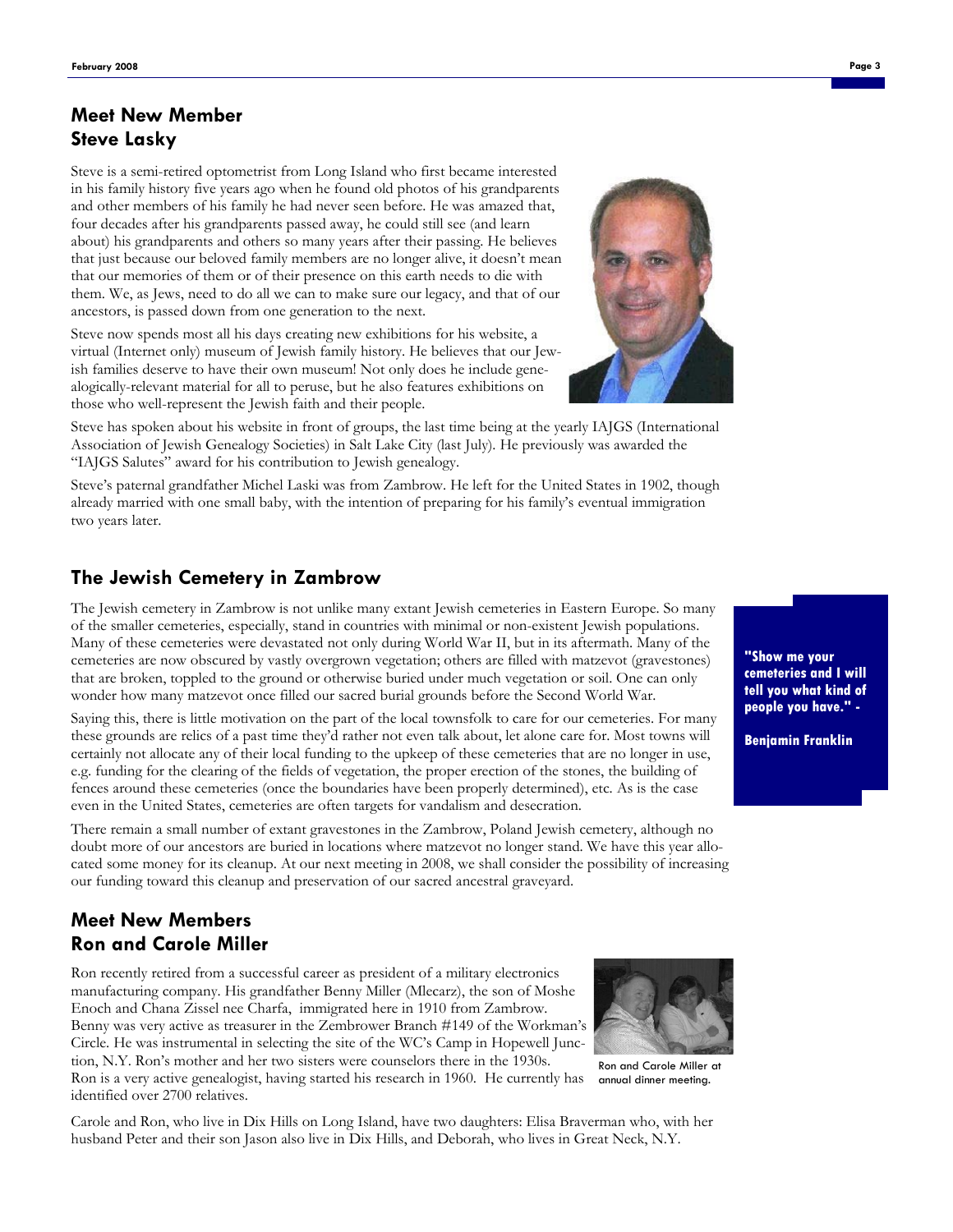## Meet New Member Steve Lasky

Steve is a semi-retired optometrist from Long Island who first became interested in his family history five years ago when he found old photos of his grandparents and other members of his family he had never seen before. He was amazed that, four decades after his grandparents passed away, he could still see (and learn about) his grandparents and others so many years after their passing. He believes that just because our beloved family members are no longer alive, it doesn't mean that our memories of them or of their presence on this earth needs to die with them. We, as Jews, need to do all we can to make sure our legacy, and that of our ancestors, is passed down from one generation to the next.

Steve now spends most all his days creating new exhibitions for his website, a virtual (Internet only) museum of Jewish family history. He believes that our Jewish families deserve to have their own museum! Not only does he include genealogically-relevant material for all to peruse, but he also features exhibitions on those who well-represent the Jewish faith and their people.

Steve has spoken about his website in front of groups, the last time being at the yearly IAJGS (International Association of Jewish Genealogy Societies) in Salt Lake City (last July). He previously was awarded the "IAJGS Salutes" award for his contribution to Jewish genealogy.

Steve's paternal grandfather Michel Laski was from Zambrow. He left for the United States in 1902, though already married with one small baby, with the intention of preparing for his family's eventual immigration two years later.

## The Jewish Cemetery in Zambrow

The Jewish cemetery in Zambrow is not unlike many extant Jewish cemeteries in Eastern Europe. So many of the smaller cemeteries, especially, stand in countries with minimal or non-existent Jewish populations. Many of these cemeteries were devastated not only during World War II, but in its aftermath. Many of the cemeteries are now obscured by vastly overgrown vegetation; others are filled with matzevot (gravestones) that are broken, toppled to the ground or otherwise buried under much vegetation or soil. One can only wonder how many matzevot once filled our sacred burial grounds before the Second World War.

Saying this, there is little motivation on the part of the local townsfolk to care for our cemeteries. For many these grounds are relics of a past time they'd rather not even talk about, let alone care for. Most towns will certainly not allocate any of their local funding to the upkeep of these cemeteries that are no longer in use, e.g. funding for the clearing of the fields of vegetation, the proper erection of the stones, the building of fences around these cemeteries (once the boundaries have been properly determined), etc. As is the case even in the United States, cemeteries are often targets for vandalism and desecration.

There remain a small number of extant gravestones in the Zambrow, Poland Jewish cemetery, although no doubt more of our ancestors are buried in locations where matzevot no longer stand. We have this year allocated some money for its cleanup. At our next meeting in 2008, we shall consider the possibility of increasing our funding toward this cleanup and preservation of our sacred ancestral graveyard.

**"Show me your cemeteries and I will tell you what kind of people you have." -**

**Benjamin Franklin**

## Meet New Members Ron and Carole Miller

Ron recently retired from a successful career as president of a military electronics manufacturing company. His grandfather Benny Miller (Mlecarz), the son of Moshe Enoch and Chana Zissel nee Charfa, immigrated here in 1910 from Zambrow. Benny was very active as treasurer in the Zembrower Branch #149 of the Workman's Circle. He was instrumental in selecting the site of the WC's Camp in Hopewell Junction, N.Y. Ron's mother and her two sisters were counselors there in the 1930s. Ron is a very active genealogist, having started his research in 1960. He currently has identified over 2700 relatives.

Ron and Carole Miller at annual dinner meeting.

Carole and Ron, who live in Dix Hills on Long Island, have two daughters: Elisa Braverman who, with her husband Peter and their son Jason also live in Dix Hills, and Deborah, who lives in Great Neck, N.Y.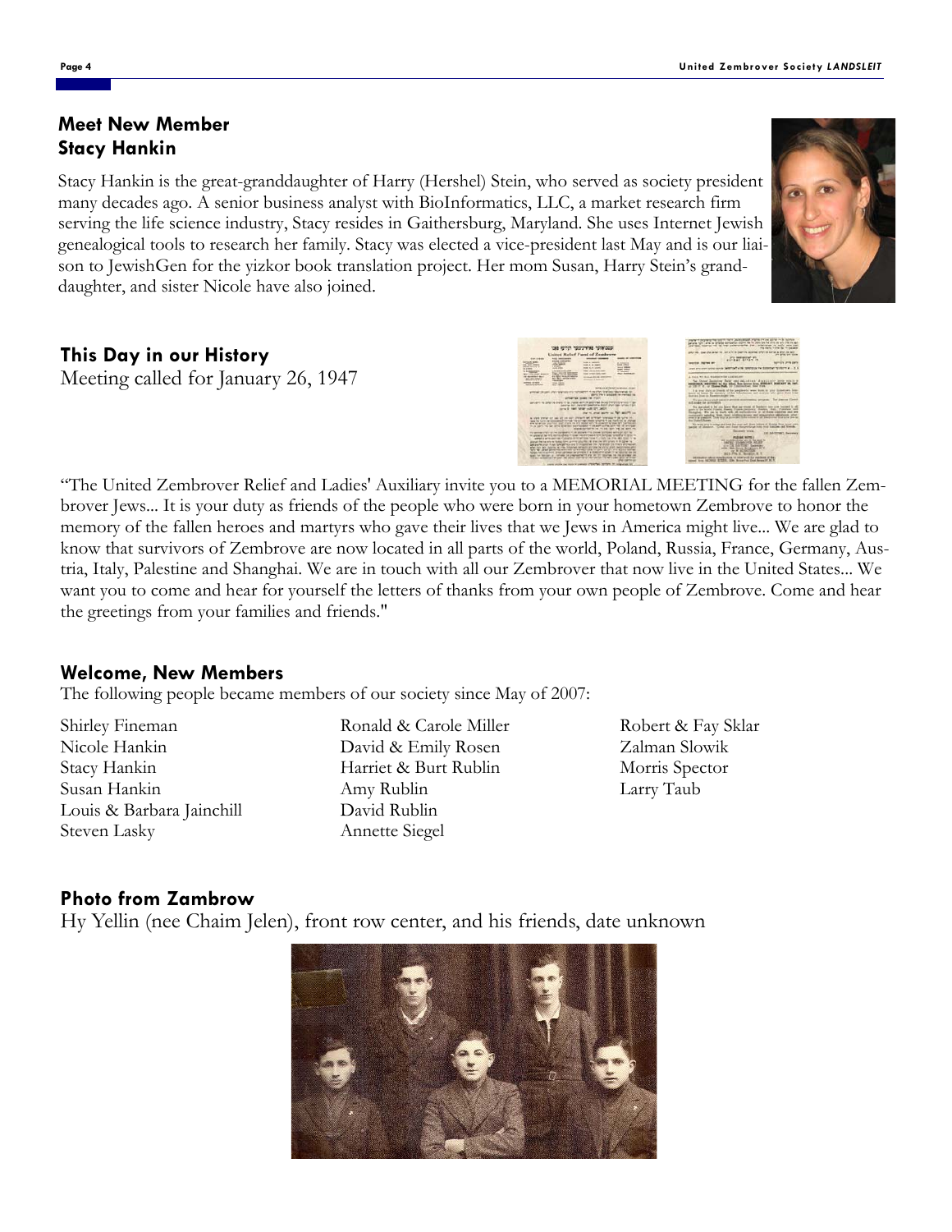## Meet New Member Stacy Hankin

Stacy Hankin is the great-granddaughter of Harry (Hershel) Stein, who served as society president many decades ago. A senior business analyst with BioInformatics, LLC, a market research firm serving the life science industry, Stacy resides in Gaithersburg, Maryland. She uses Internet Jewish genealogical tools to research her family. Stacy was elected a vice-president last May and is our liaison to JewishGen for the yizkor book translation project. Her mom Susan, Harry Stein's granddaughter, and sister Nicole have also joined.

## This Day in our History

Meeting called for January 26, 1947

"The United Zembrover Relief and Ladies' Auxiliary invite you to a MEMORIAL MEETING for the fallen Zembrover Jews... It is your duty as friends of the people who were born in your hometown Zembrove to honor the memory of the fallen heroes and martyrs who gave their lives that we Jews in America might live... We are glad to know that survivors of Zembrove are now located in all parts of the world, Poland, Russia, France, Germany, Austria, Italy, Palestine and Shanghai. We are in touch with all our Zembrover that now live in the United States... We want you to come and hear for yourself the letters of thanks from your own people of Zembrove. Come and hear the greetings from your families and friends."

## Welcome, New Members

The following people became members of our society since May of 2007:

- Shirley Fineman
- Nicole Hankin
- Stacy Hankin
- Susan Hankin
- Louis & Barbara Jainchill
- Steven Lasky
- Ronald & Carole Miller
- David & Emily Rosen
- Harriet & Burt Rublin
- Amy Rublin
- David Rublin
- Annette Siegel
- Robert & Fay Sklar
- Zalman Slowik
- Morris Spector
- Larry Taub

## Photo from Zambrow

Hy Yellin (nee Chaim Jelen), front row center, and his friends, date unknown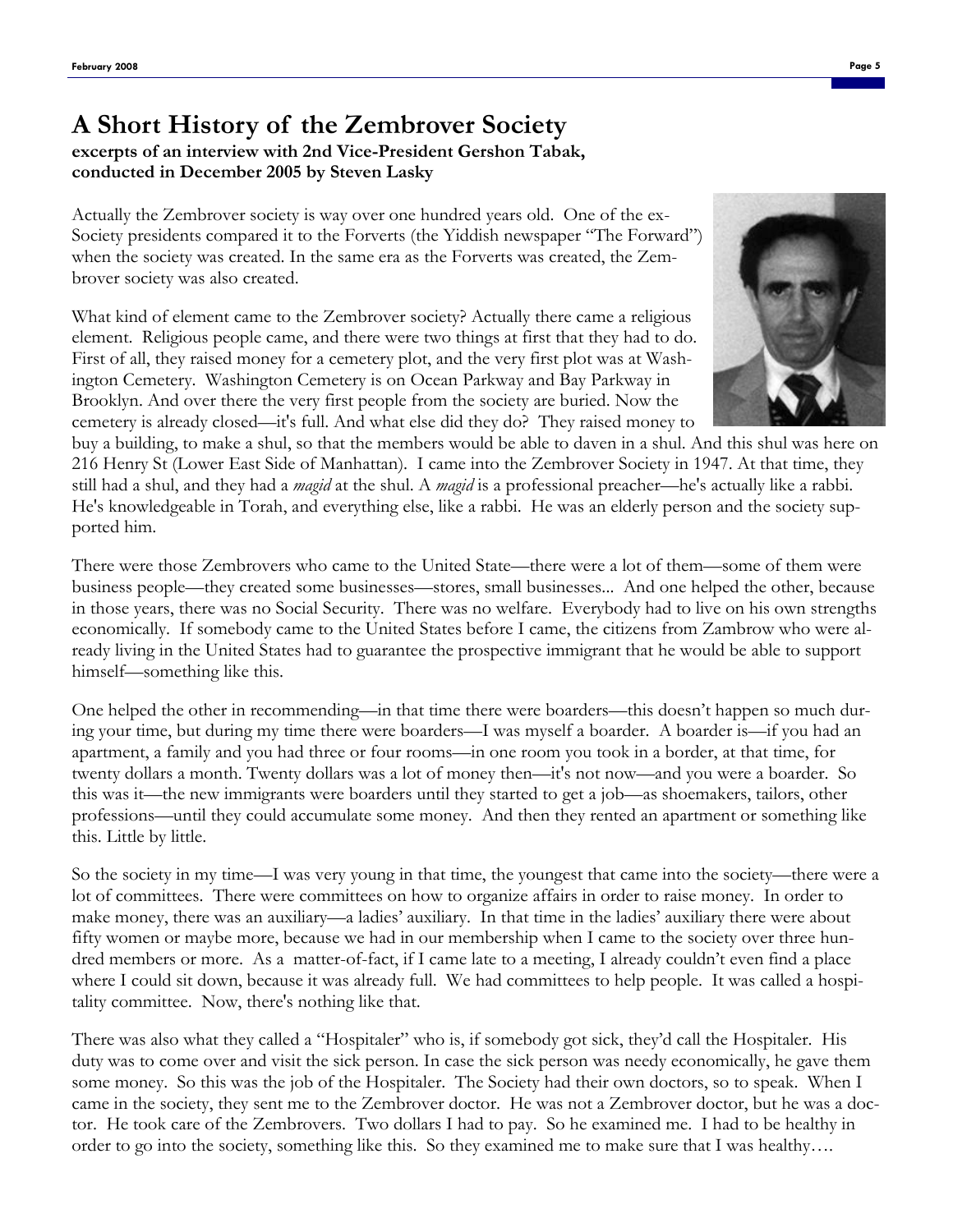# A Short History of the Zembrover Society

**excerpts of an interview with 2nd Vice-President Gershon Tabak, conducted in December 2005 by Steven Lasky**

Actually the Zembrover society is way over one hundred years old. One of the ex-Society presidents compared it to the Forverts (the Yiddish newspaper "The Forward") when the society was created. In the same era as the Forverts was created, the Zembrover society was also created.

What kind of element came to the Zembrover society? Actually there came a religious element. Religious people came, and there were two things at first that they had to do. First of all, they raised money for a cemetery plot, and the very first plot was at Washington Cemetery. Washington Cemetery is on Ocean Parkway and Bay Parkway in Brooklyn. And over there the very first people from the society are buried. Now the cemetery is already closed—it's full. And what else did they do? They raised money to buy a building, to make a shul, so that the members would be able to daven in a shul. And this shul was here on 216 Henry St (Lower East Side of Manhattan). I came into the Zembrover Society in 1947. At that time, they still had a shul, and they had a *magid* at the shul. A *magid* is a professional preacher—he's actually like a rabbi. He's knowledgeable in Torah, and everything else, like a rabbi. He was an elderly person and the society supported him.

There were those Zembrovers who came to the United State—there were a lot of them—some of them were business people—they created some businesses—stores, small businesses... And one helped the other, because in those years, there was no Social Security. There was no welfare. Everybody had to live on his own strengths economically. If somebody came to the United States before I came, the citizens from Zambrow who were already living in the United States had to guarantee the prospective immigrant that he would be able to support himself—something like this.

One helped the other in recommending—in that time there were boarders—this doesn't happen so much during your time, but during my time there were boarders—I was myself a boarder. A boarder is—if you had an apartment, a family and you had three or four rooms—in one room you took in a border, at that time, for twenty dollars a month. Twenty dollars was a lot of money then—it's not now—and you were a boarder. So this was it—the new immigrants were boarders until they started to get a job—as shoemakers, tailors, other professions—until they could accumulate some money. And then they rented an apartment or something like this. Little by little.

So the society in my time—I was very young in that time, the youngest that came into the society—there were a lot of committees. There were committees on how to organize affairs in order to raise money. In order to make money, there was an auxiliary—a ladies' auxiliary. In that time in the ladies' auxiliary there were about fifty women or maybe more, because we had in our membership when I came to the society over three hundred members or more. As a matter-of-fact, if I came late to a meeting, I already couldn't even find a place where I could sit down, because it was already full. We had committees to help people. It was called a hospitality committee. Now, there's nothing like that.

There was also what they called a "Hospitaler" who is, if somebody got sick, they'd call the Hospitaler. His duty was to come over and visit the sick person. In case the sick person was needy economically, he gave them some money. So this was the job of the Hospitaler. The Society had their own doctors, so to speak. When I came in the society, they sent me to the Zembrover doctor. He was not a Zembrover doctor, but he was a doctor. He took care of the Zembrovers. Two dollars I had to pay. So he examined me. I had to be healthy in order to go into the society, something like this. So they examined me to make sure that I was healthy….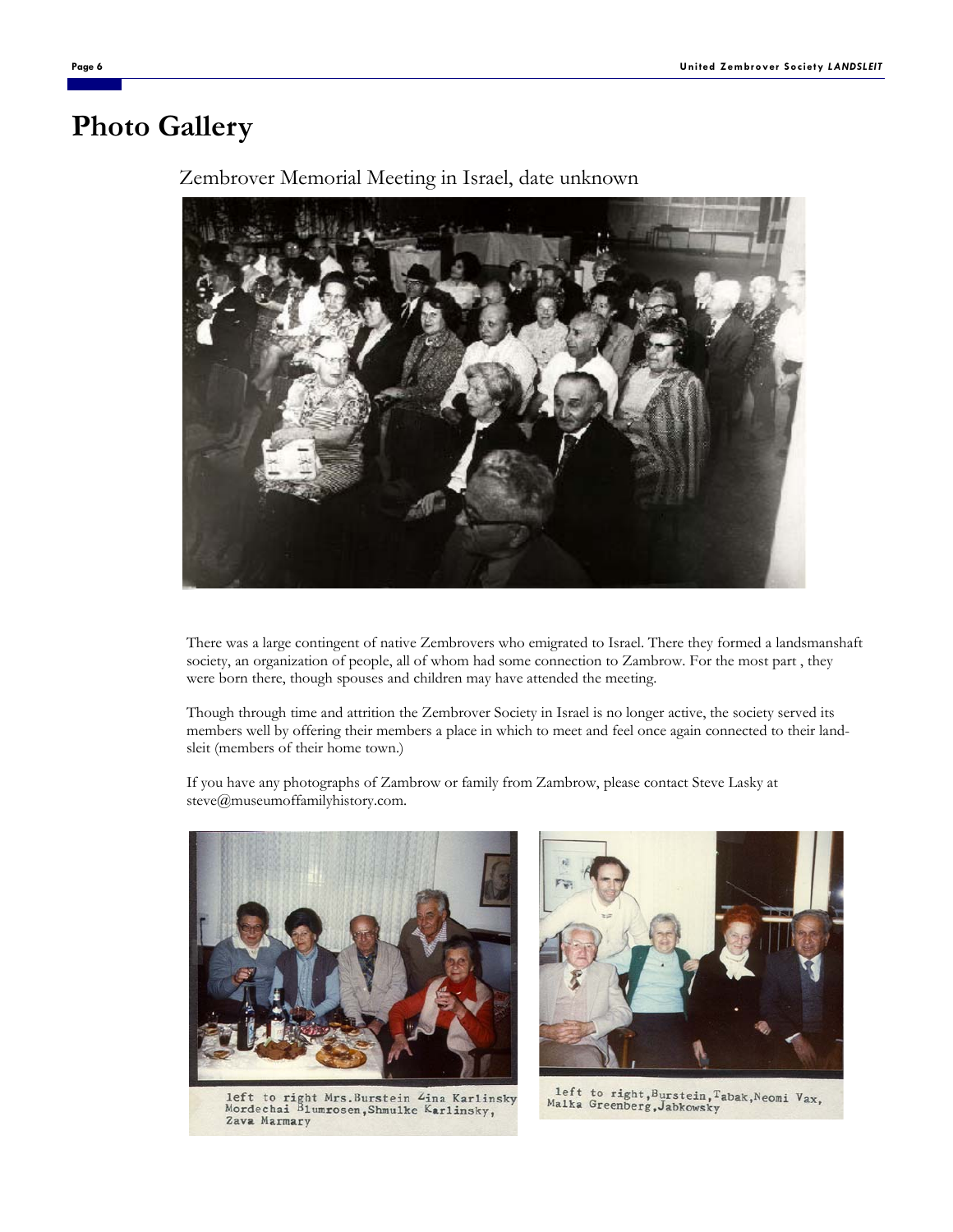# Photo Gallery

Zembrover Memorial Meeting in Israel, date unknown

There was a large contingent of native Zembrovers who emigrated to Israel. There they formed a landsmanshaft society, an organization of people, all of whom had some connection to Zambrow. For the most part , they were born there, though spouses and children may have attended the meeting.

Though through time and attrition the Zembrover Society in Israel is no longer active, the society served its members well by offering their members a place in which to meet and feel once again connected to their landsleit (members of their home town.)

If you have any photographs of Zambrow or family from Zambrow, please contact Steve Lasky at steve@museumoffamilyhistory.com.

left to right Mrs.Burstein Zina Karlinsky Mordechai Blumrosen,Shmulke Karlinsky, Zava Marmary

left to right,Burstein,Tabak,Neomi Vax, Malka Greenberg,Jabkowsky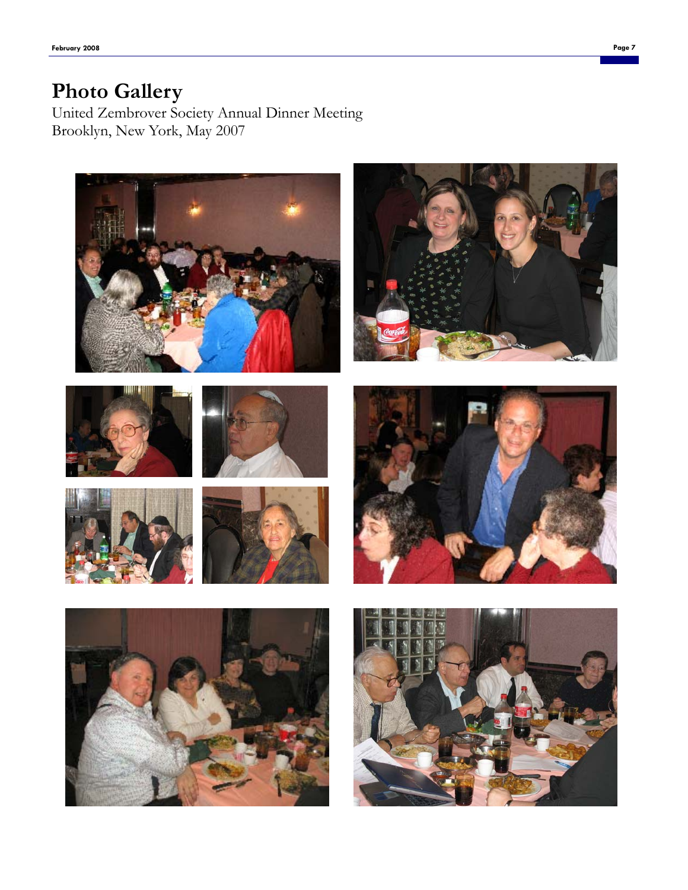# Photo Gallery

United Zembrover Society Annual Dinner Meeting
Brooklyn, New York, May 2007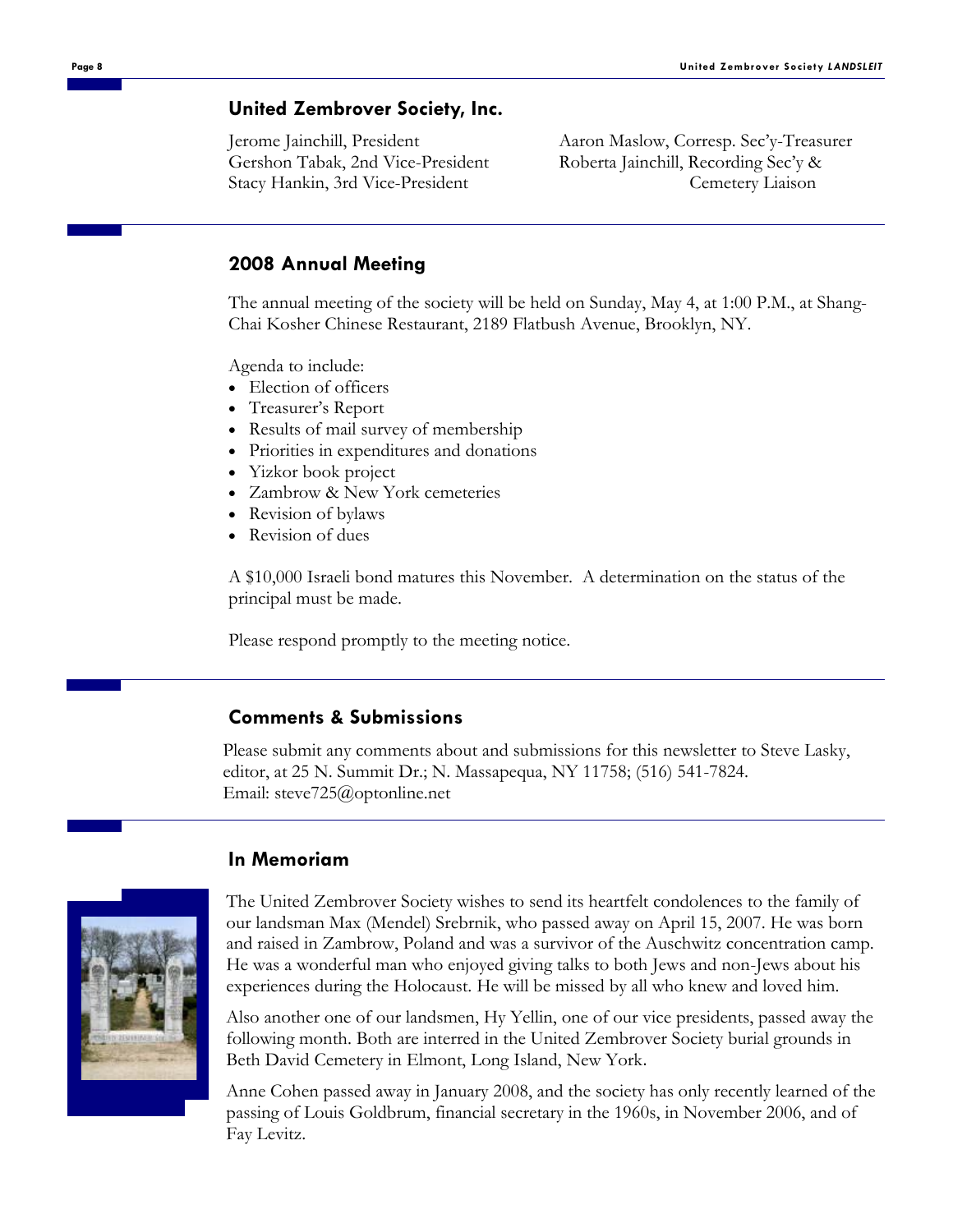## United Zembrover Society, Inc.

Jerome Jainchill, President
Gershon Tabak, 2nd Vice-President
Stacy Hankin, 3rd Vice-President

Aaron Maslow, Corresp. Sec'y-Treasurer
Roberta Jainchill, Recording Sec'y & Cemetery Liaison

## 2008 Annual Meeting

The annual meeting of the society will be held on Sunday, May 4, at 1:00 P.M., at Shang-Chai Kosher Chinese Restaurant, 2189 Flatbush Avenue, Brooklyn, NY.

Agenda to include:

- Election of officers
- Treasurer's Report
- Results of mail survey of membership
- Priorities in expenditures and donations
- Yizkor book project
- Zambrow & New York cemeteries
- Revision of bylaws
- Revision of dues

A $10,000 Israeli bond matures this November. A determination on the status of the principal must be made.

Please respond promptly to the meeting notice.

## Comments & Submissions

Please submit any comments about and submissions for this newsletter to Steve Lasky, editor, at 25 N. Summit Dr.; N. Massapequa, NY 11758; (516) 541-7824.
Email: steve725@optonline.net

## In Memoriam

The United Zembrover Society wishes to send its heartfelt condolences to the family of our landsman Max (Mendel) Srebrnik, who passed away on April 15, 2007. He was born and raised in Zambrow, Poland and was a survivor of the Auschwitz concentration camp. He was a wonderful man who enjoyed giving talks to both Jews and non-Jews about his experiences during the Holocaust. He will be missed by all who knew and loved him.

Also another one of our landsmen, Hy Yellin, one of our vice presidents, passed away the following month. Both are interred in the United Zembrover Society burial grounds in Beth David Cemetery in Elmont, Long Island, New York.

Anne Cohen passed away in January 2008, and the society has only recently learned of the passing of Louis Goldbrum, financial secretary in the 1960s, in November 2006, and of Fay Levitz.